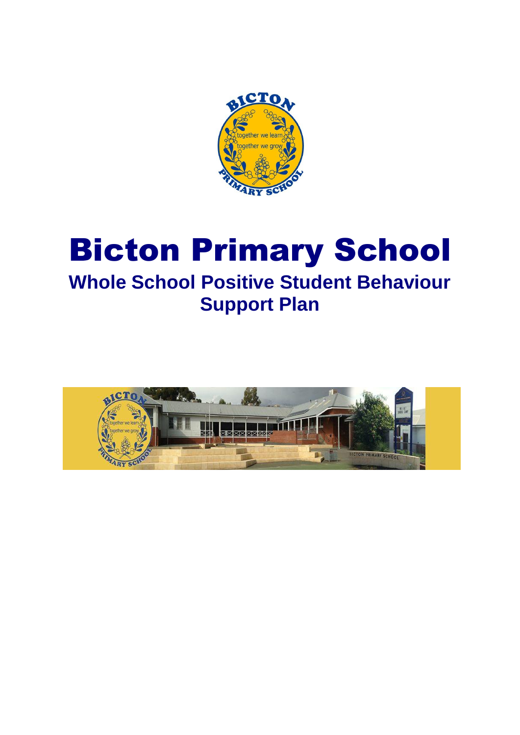# Bicton Primary School

## Whole School Positive Student Behaviour Support Plan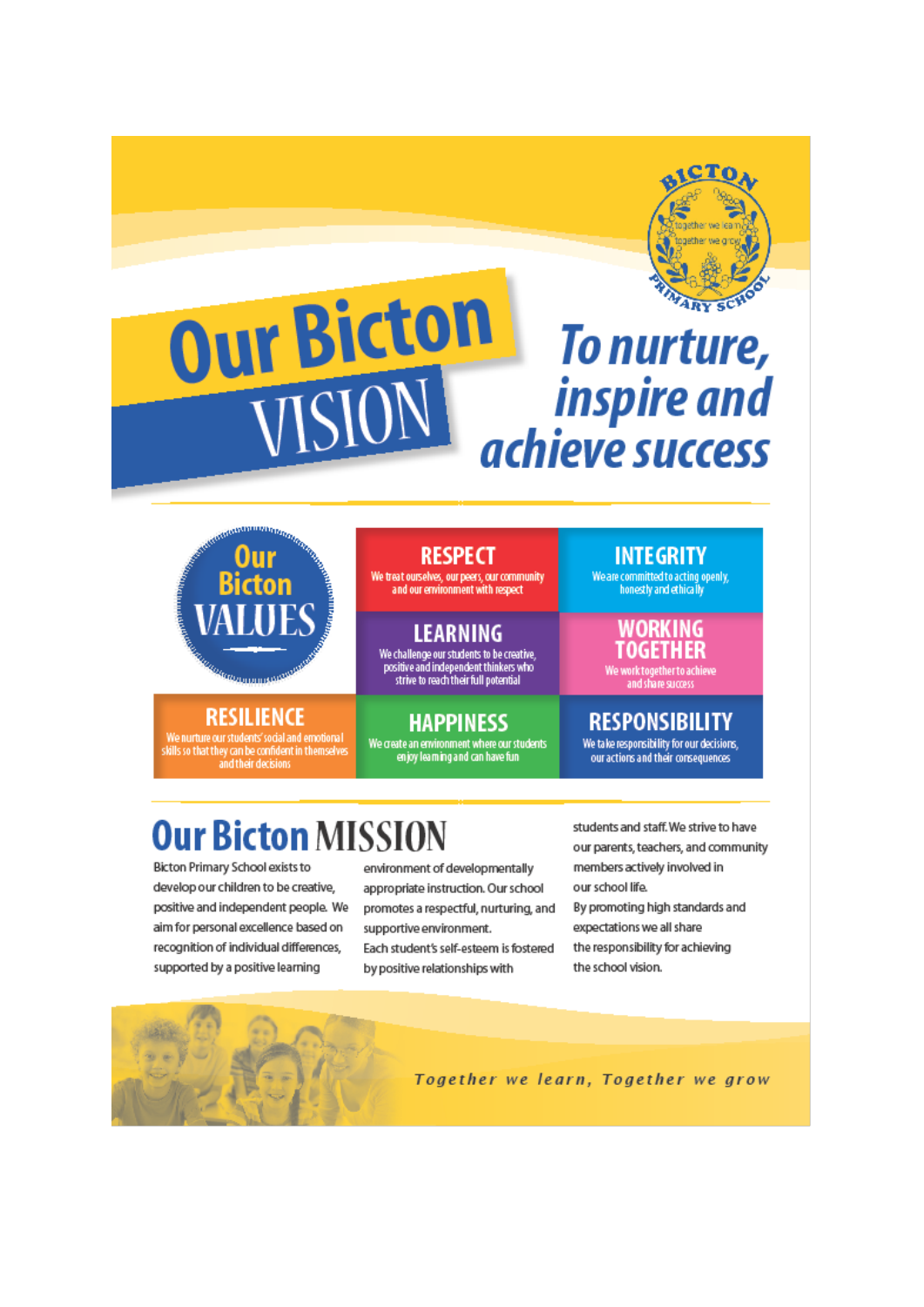# Our Bicton VISION

## *To nurture, inspire and achieve success*

## Our Bicton VALUES

**RESPECT**
We treat ourselves, our peers, our community and our environment with respect

**INTEGRITY**
We are committed to acting openly, honestly and ethically

**LEARNING**
We challenge our students to be creative, positive and independent thinkers who strive to reach their full potential

**WORKING TOGETHER**
We work together to achieve and share success

**RESILIENCE**
We nurture our students' social and emotional skills so that they can be confident in themselves and their decisions

**HAPPINESS**
We create an environment where our students enjoy learning and can have fun

**RESPONSIBILITY**
We take responsibility for our decisions, our actions and their consequences

## Our Bicton MISSION

Bicton Primary School exists to develop our children to be creative, positive and independent people. We aim for personal excellence based on recognition of individual differences, supported by a positive learning environment of developmentally appropriate instruction. Our school promotes a respectful, nurturing, and supportive environment.

Each student's self-esteem is fostered by positive relationships with students and staff. We strive to have our parents, teachers, and community members actively involved in our school life.

By promoting high standards and expectations we all share the responsibility for achieving the school vision.

*Together we learn, Together we grow*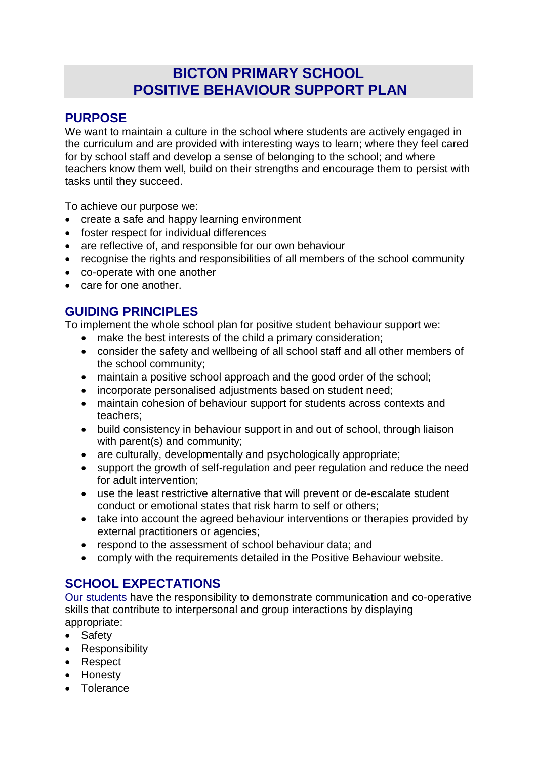# BICTON PRIMARY SCHOOL
# POSITIVE BEHAVIOUR SUPPORT PLAN

## PURPOSE

We want to maintain a culture in the school where students are actively engaged in the curriculum and are provided with interesting ways to learn; where they feel cared for by school staff and develop a sense of belonging to the school; and where teachers know them well, build on their strengths and encourage them to persist with tasks until they succeed.

To achieve our purpose we:

- create a safe and happy learning environment
- foster respect for individual differences
- are reflective of, and responsible for our own behaviour
- recognise the rights and responsibilities of all members of the school community
- co-operate with one another
- care for one another.

## GUIDING PRINCIPLES

To implement the whole school plan for positive student behaviour support we:

- make the best interests of the child a primary consideration;
- consider the safety and wellbeing of all school staff and all other members of the school community;
- maintain a positive school approach and the good order of the school;
- incorporate personalised adjustments based on student need;
- maintain cohesion of behaviour support for students across contexts and teachers;
- build consistency in behaviour support in and out of school, through liaison with parent(s) and community;
- are culturally, developmentally and psychologically appropriate;
- support the growth of self-regulation and peer regulation and reduce the need for adult intervention;
- use the least restrictive alternative that will prevent or de-escalate student conduct or emotional states that risk harm to self or others;
- take into account the agreed behaviour interventions or therapies provided by external practitioners or agencies;
- respond to the assessment of school behaviour data; and
- comply with the requirements detailed in the Positive Behaviour website.

## SCHOOL EXPECTATIONS

Our students have the responsibility to demonstrate communication and co-operative skills that contribute to interpersonal and group interactions by displaying appropriate:

- Safety
- Responsibility
- Respect
- Honesty
- Tolerance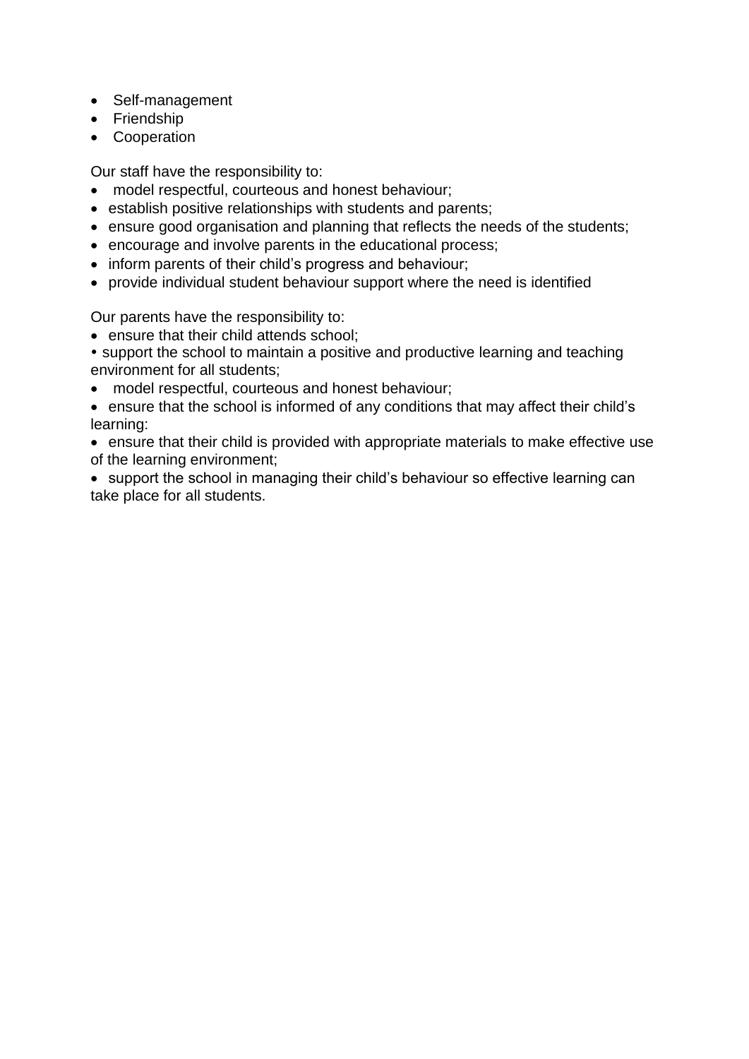- Self-management
- Friendship
- Cooperation

Our staff have the responsibility to:

- model respectful, courteous and honest behaviour;
- establish positive relationships with students and parents;
- ensure good organisation and planning that reflects the needs of the students;
- encourage and involve parents in the educational process;
- inform parents of their child's progress and behaviour;
- provide individual student behaviour support where the need is identified

Our parents have the responsibility to:

- ensure that their child attends school;
- support the school to maintain a positive and productive learning and teaching environment for all students;
- model respectful, courteous and honest behaviour;
- ensure that the school is informed of any conditions that may affect their child's learning:
- ensure that their child is provided with appropriate materials to make effective use of the learning environment;
- support the school in managing their child's behaviour so effective learning can take place for all students.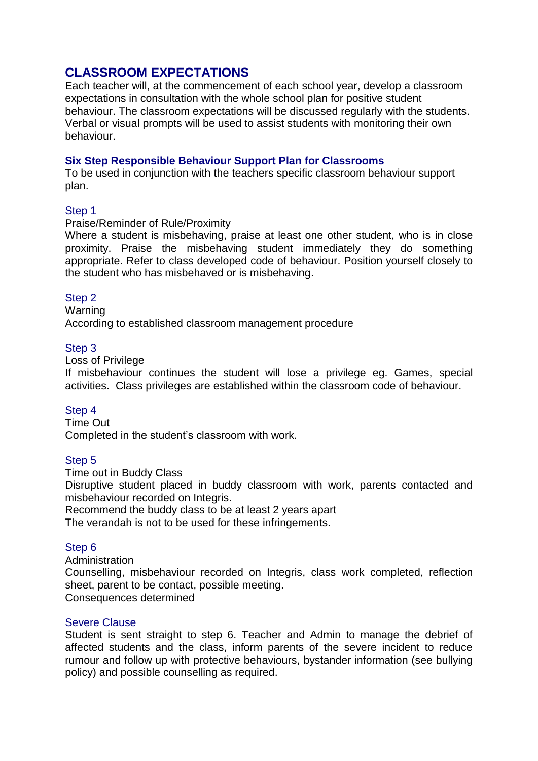## CLASSROOM EXPECTATIONS

Each teacher will, at the commencement of each school year, develop a classroom expectations in consultation with the whole school plan for positive student behaviour. The classroom expectations will be discussed regularly with the students. Verbal or visual prompts will be used to assist students with monitoring their own behaviour.

### Six Step Responsible Behaviour Support Plan for Classrooms

To be used in conjunction with the teachers specific classroom behaviour support plan.

#### Step 1

Praise/Reminder of Rule/Proximity

Where a student is misbehaving, praise at least one other student, who is in close proximity. Praise the misbehaving student immediately they do something appropriate. Refer to class developed code of behaviour. Position yourself closely to the student who has misbehaved or is misbehaving.

#### Step 2

Warning

According to established classroom management procedure

#### Step 3

Loss of Privilege

If misbehaviour continues the student will lose a privilege eg. Games, special activities. Class privileges are established within the classroom code of behaviour.

#### Step 4

Time Out

Completed in the student's classroom with work.

#### Step 5

Time out in Buddy Class

Disruptive student placed in buddy classroom with work, parents contacted and misbehaviour recorded on Integris.

Recommend the buddy class to be at least 2 years apart

The verandah is not to be used for these infringements.

#### Step 6

Administration

Counselling, misbehaviour recorded on Integris, class work completed, reflection sheet, parent to be contact, possible meeting.

Consequences determined

#### Severe Clause

Student is sent straight to step 6. Teacher and Admin to manage the debrief of affected students and the class, inform parents of the severe incident to reduce rumour and follow up with protective behaviours, bystander information (see bullying policy) and possible counselling as required.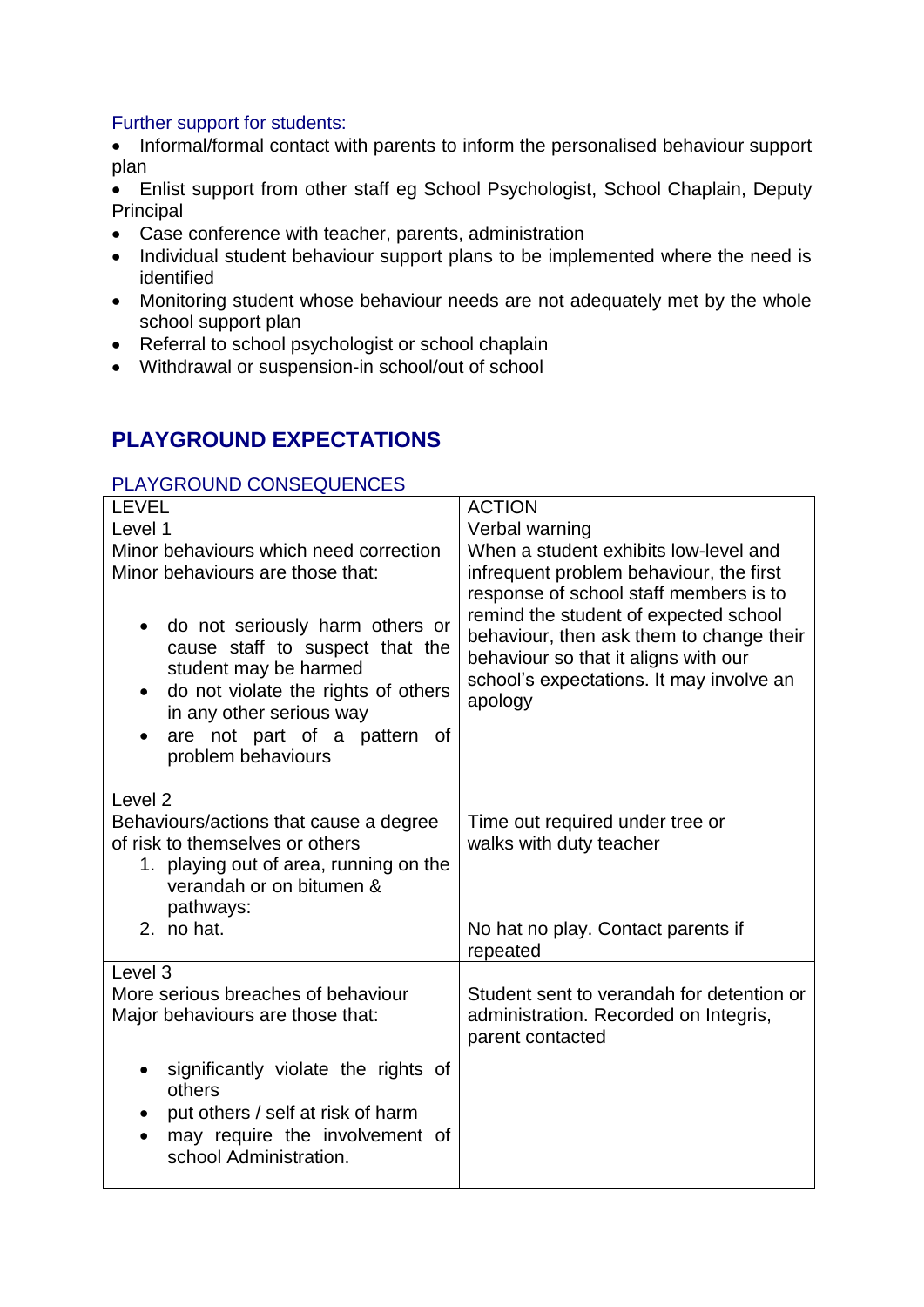Further support for students:

- Informal/formal contact with parents to inform the personalised behaviour support plan
- Enlist support from other staff eg School Psychologist, School Chaplain, Deputy Principal
- Case conference with teacher, parents, administration
- Individual student behaviour support plans to be implemented where the need is identified
- Monitoring student whose behaviour needs are not adequately met by the whole school support plan
- Referral to school psychologist or school chaplain
- Withdrawal or suspension-in school/out of school

## PLAYGROUND EXPECTATIONS

### PLAYGROUND CONSEQUENCES

| LEVEL | ACTION |
|---|---|
| Level 1<br>Minor behaviours which need correction<br>Minor behaviours are those that:<br>• do not seriously harm others or cause staff to suspect that the student may be harmed<br>• do not violate the rights of others in any other serious way<br>• are not part of a pattern of problem behaviours | Verbal warning<br>When a student exhibits low-level and infrequent problem behaviour, the first response of school staff members is to remind the student of expected school behaviour, then ask them to change their behaviour so that it aligns with our school's expectations. It may involve an apology |
| Level 2<br>Behaviours/actions that cause a degree of risk to themselves or others<br>1. playing out of area, running on the verandah or on bitumen & pathways:<br>2. no hat. | Time out required under tree or walks with duty teacher<br><br>No hat no play. Contact parents if repeated |
| Level 3<br>More serious breaches of behaviour<br>Major behaviours are those that:<br>• significantly violate the rights of others<br>• put others / self at risk of harm<br>• may require the involvement of school Administration. | Student sent to verandah for detention or administration. Recorded on Integris, parent contacted |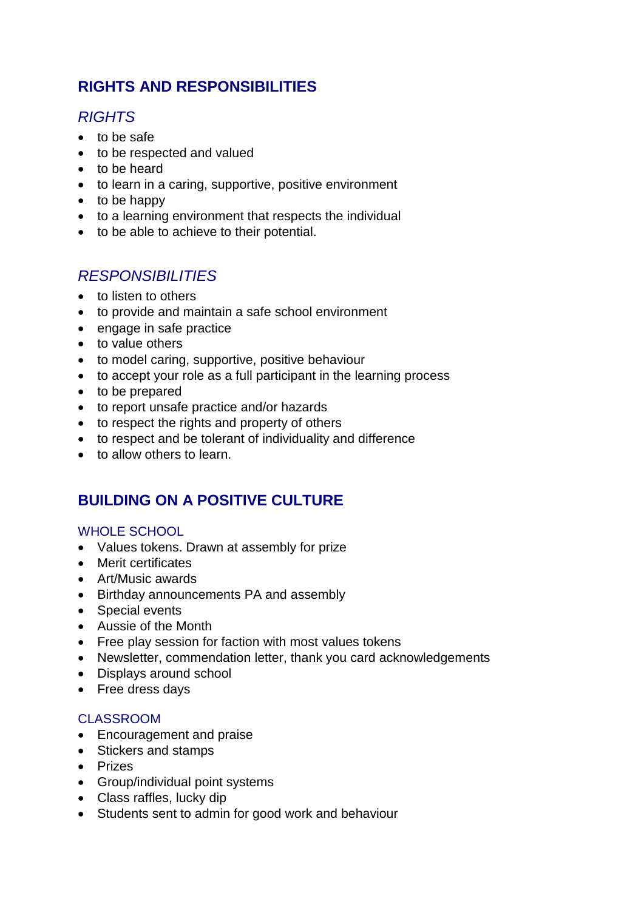## RIGHTS AND RESPONSIBILITIES

### *RIGHTS*

- to be safe
- to be respected and valued
- to be heard
- to learn in a caring, supportive, positive environment
- to be happy
- to a learning environment that respects the individual
- to be able to achieve to their potential.

### *RESPONSIBILITIES*

- to listen to others
- to provide and maintain a safe school environment
- engage in safe practice
- to value others
- to model caring, supportive, positive behaviour
- to accept your role as a full participant in the learning process
- to be prepared
- to report unsafe practice and/or hazards
- to respect the rights and property of others
- to respect and be tolerant of individuality and difference
- to allow others to learn.

## BUILDING ON A POSITIVE CULTURE

#### WHOLE SCHOOL

- Values tokens. Drawn at assembly for prize
- Merit certificates
- Art/Music awards
- Birthday announcements PA and assembly
- Special events
- Aussie of the Month
- Free play session for faction with most values tokens
- Newsletter, commendation letter, thank you card acknowledgements
- Displays around school
- Free dress days

#### CLASSROOM

- Encouragement and praise
- Stickers and stamps
- Prizes
- Group/individual point systems
- Class raffles, lucky dip
- Students sent to admin for good work and behaviour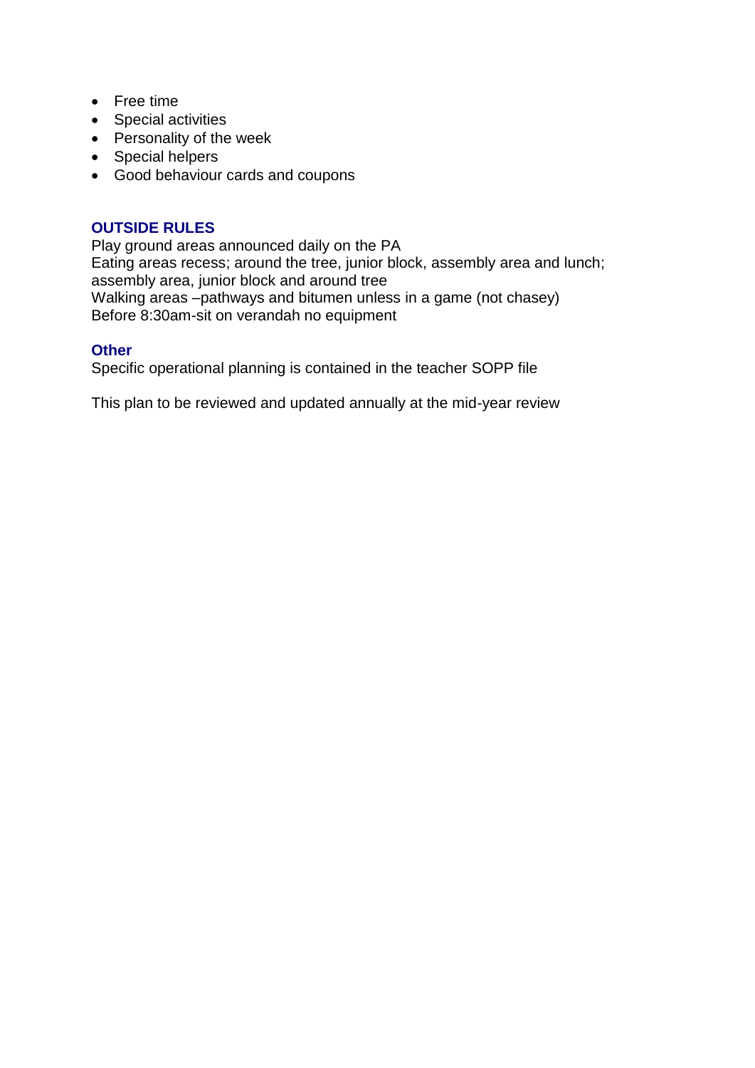- Free time
- Special activities
- Personality of the week
- Special helpers
- Good behaviour cards and coupons

## OUTSIDE RULES

Play ground areas announced daily on the PA
Eating areas recess; around the tree, junior block, assembly area and lunch; assembly area, junior block and around tree
Walking areas –pathways and bitumen unless in a game (not chasey)
Before 8:30am-sit on verandah no equipment

## Other

Specific operational planning is contained in the teacher SOPP file

This plan to be reviewed and updated annually at the mid-year review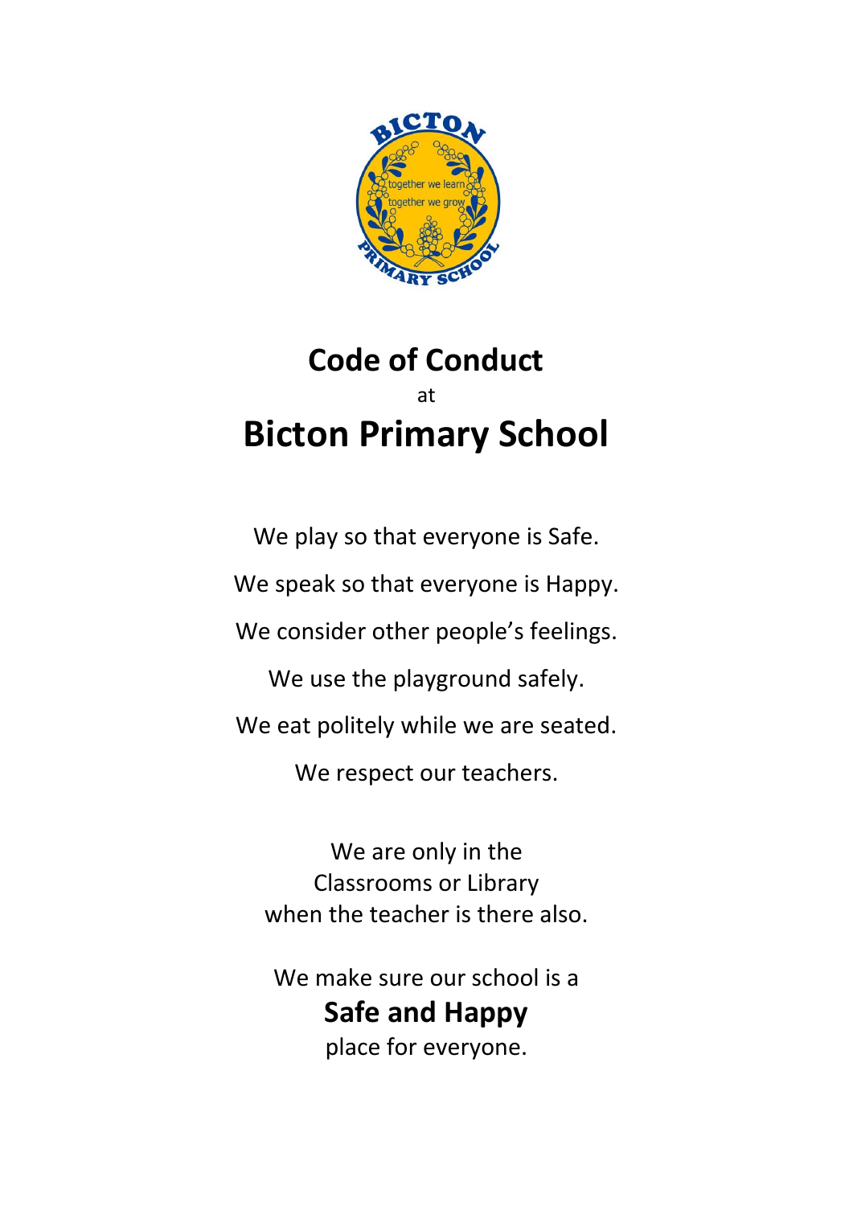# Code of Conduct

at

# Bicton Primary School

We play so that everyone is Safe.

We speak so that everyone is Happy.

We consider other people's feelings.

We use the playground safely.

We eat politely while we are seated.

We respect our teachers.

We are only in the
Classrooms or Library
when the teacher is there also.

We make sure our school is a
**Safe and Happy**
place for everyone.